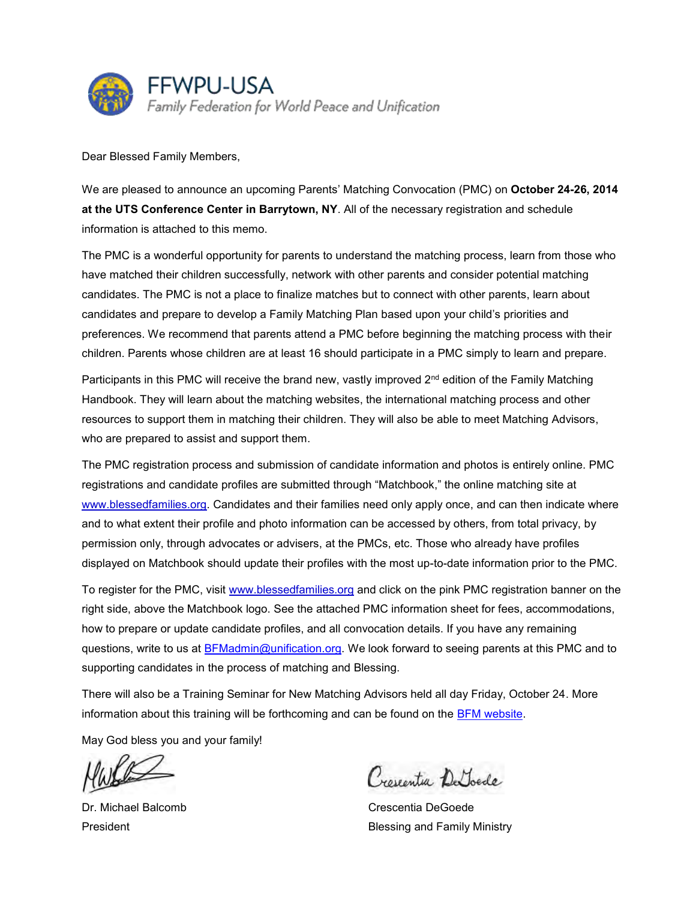# FFWPU-USA

*Family Federation for World Peace and Unification*

Dear Blessed Family Members,

We are pleased to announce an upcoming Parents' Matching Convocation (PMC) on **October 24-26, 2014 at the UTS Conference Center in Barrytown, NY**. All of the necessary registration and schedule information is attached to this memo.

The PMC is a wonderful opportunity for parents to understand the matching process, learn from those who have matched their children successfully, network with other parents and consider potential matching candidates. The PMC is not a place to finalize matches but to connect with other parents, learn about candidates and prepare to develop a Family Matching Plan based upon your child's priorities and preferences. We recommend that parents attend a PMC before beginning the matching process with their children. Parents whose children are at least 16 should participate in a PMC simply to learn and prepare.

Participants in this PMC will receive the brand new, vastly improved 2nd edition of the Family Matching Handbook. They will learn about the matching websites, the international matching process and other resources to support them in matching their children. They will also be able to meet Matching Advisors, who are prepared to assist and support them.

The PMC registration process and submission of candidate information and photos is entirely online. PMC registrations and candidate profiles are submitted through "Matchbook," the online matching site at www.blessedfamilies.org. Candidates and their families need only apply once, and can then indicate where and to what extent their profile and photo information can be accessed by others, from total privacy, by permission only, through advocates or advisers, at the PMCs, etc. Those who already have profiles displayed on Matchbook should update their profiles with the most up-to-date information prior to the PMC.

To register for the PMC, visit www.blessedfamilies.org and click on the pink PMC registration banner on the right side, above the Matchbook logo. See the attached PMC information sheet for fees, accommodations, how to prepare or update candidate profiles, and all convocation details. If you have any remaining questions, write to us at BFMadmin@unification.org. We look forward to seeing parents at this PMC and to supporting candidates in the process of matching and Blessing.

There will also be a Training Seminar for New Matching Advisors held all day Friday, October 24. More information about this training will be forthcoming and can be found on the BFM website.

May God bless you and your family!

Dr. Michael Balcomb
President

Crescentia DeGoede
Blessing and Family Ministry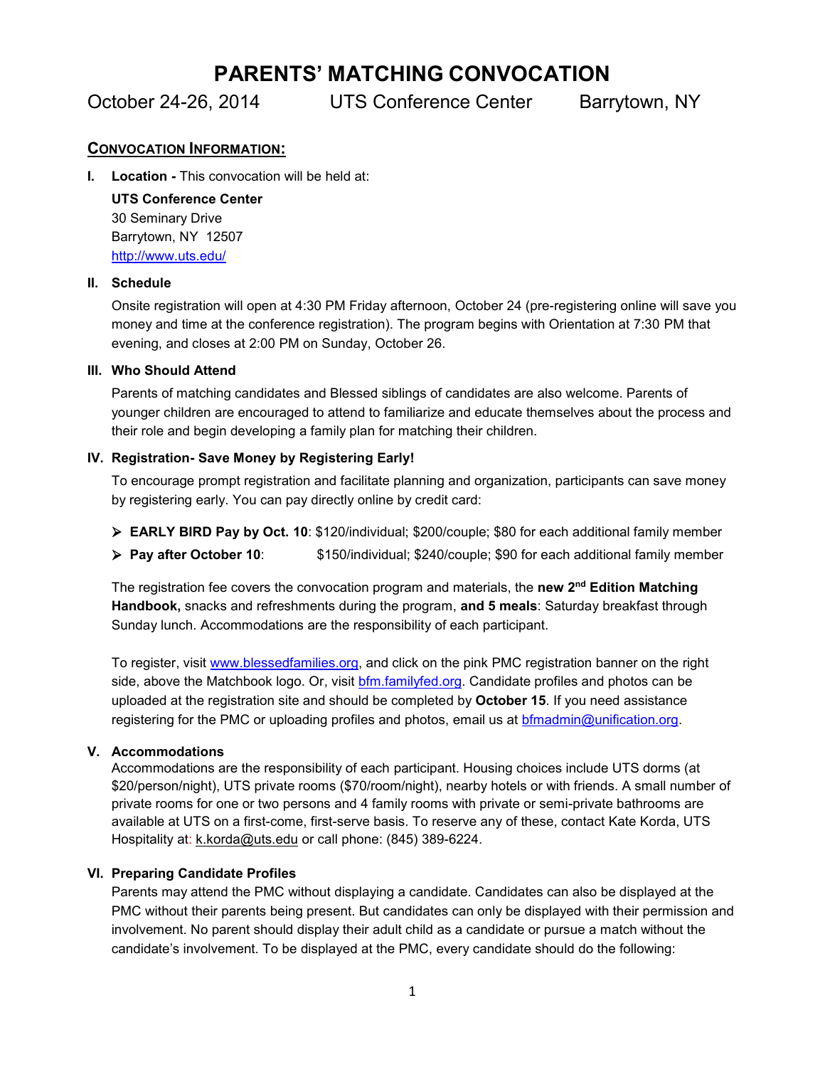# PARENTS' MATCHING CONVOCATION

October 24-26, 2014 UTS Conference Center Barrytown, NY

## CONVOCATION INFORMATION:

**I. Location -** This convocation will be held at:

**UTS Conference Center**
30 Seminary Drive
Barrytown, NY 12507
http://www.uts.edu/

**II. Schedule**

Onsite registration will open at 4:30 PM Friday afternoon, October 24 (pre-registering online will save you money and time at the conference registration). The program begins with Orientation at 7:30 PM that evening, and closes at 2:00 PM on Sunday, October 26.

**III. Who Should Attend**

Parents of matching candidates and Blessed siblings of candidates are also welcome. Parents of younger children are encouraged to attend to familiarize and educate themselves about the process and their role and begin developing a family plan for matching their children.

**IV. Registration- Save Money by Registering Early!**

To encourage prompt registration and facilitate planning and organization, participants can save money by registering early. You can pay directly online by credit card:

- **EARLY BIRD Pay by Oct. 10**: $120/individual; $200/couple; $80 for each additional family member
- **Pay after October 10**: $150/individual; $240/couple; $90 for each additional family member

The registration fee covers the convocation program and materials, the **new 2nd Edition Matching Handbook,** snacks and refreshments during the program, **and 5 meals**: Saturday breakfast through Sunday lunch. Accommodations are the responsibility of each participant.

To register, visit www.blessedfamilies.org, and click on the pink PMC registration banner on the right side, above the Matchbook logo. Or, visit bfm.familyfed.org. Candidate profiles and photos can be uploaded at the registration site and should be completed by **October 15**. If you need assistance registering for the PMC or uploading profiles and photos, email us at bfmadmin@unification.org.

**V. Accommodations**

Accommodations are the responsibility of each participant. Housing choices include UTS dorms (at $20/person/night), UTS private rooms ($70/room/night), nearby hotels or with friends. A small number of private rooms for one or two persons and 4 family rooms with private or semi-private bathrooms are available at UTS on a first-come, first-serve basis. To reserve any of these, contact Kate Korda, UTS Hospitality at: k.korda@uts.edu or call phone: (845) 389-6224.

**VI. Preparing Candidate Profiles**

Parents may attend the PMC without displaying a candidate. Candidates can also be displayed at the PMC without their parents being present. But candidates can only be displayed with their permission and involvement. No parent should display their adult child as a candidate or pursue a match without the candidate's involvement. To be displayed at the PMC, every candidate should do the following: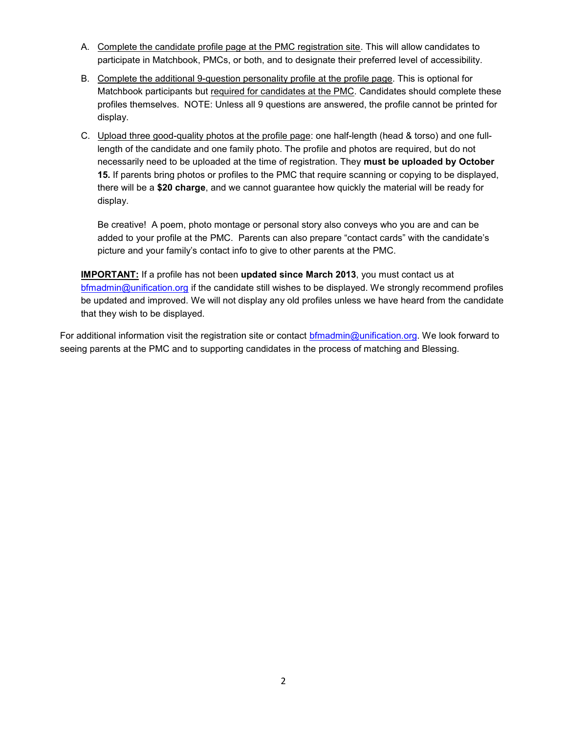A. Complete the candidate profile page at the PMC registration site. This will allow candidates to participate in Matchbook, PMCs, or both, and to designate their preferred level of accessibility.

B. Complete the additional 9-question personality profile at the profile page. This is optional for Matchbook participants but required for candidates at the PMC. Candidates should complete these profiles themselves. NOTE: Unless all 9 questions are answered, the profile cannot be printed for display.

C. Upload three good-quality photos at the profile page: one half-length (head & torso) and one full-length of the candidate and one family photo. The profile and photos are required, but do not necessarily need to be uploaded at the time of registration. They **must be uploaded by October 15.** If parents bring photos or profiles to the PMC that require scanning or copying to be displayed, there will be a **$20 charge**, and we cannot guarantee how quickly the material will be ready for display.

   Be creative! A poem, photo montage or personal story also conveys who you are and can be added to your profile at the PMC. Parents can also prepare "contact cards" with the candidate's picture and your family's contact info to give to other parents at the PMC.

**IMPORTANT:** If a profile has not been **updated since March 2013**, you must contact us at bfmadmin@unification.org if the candidate still wishes to be displayed. We strongly recommend profiles be updated and improved. We will not display any old profiles unless we have heard from the candidate that they wish to be displayed.

For additional information visit the registration site or contact bfmadmin@unification.org. We look forward to seeing parents at the PMC and to supporting candidates in the process of matching and Blessing.